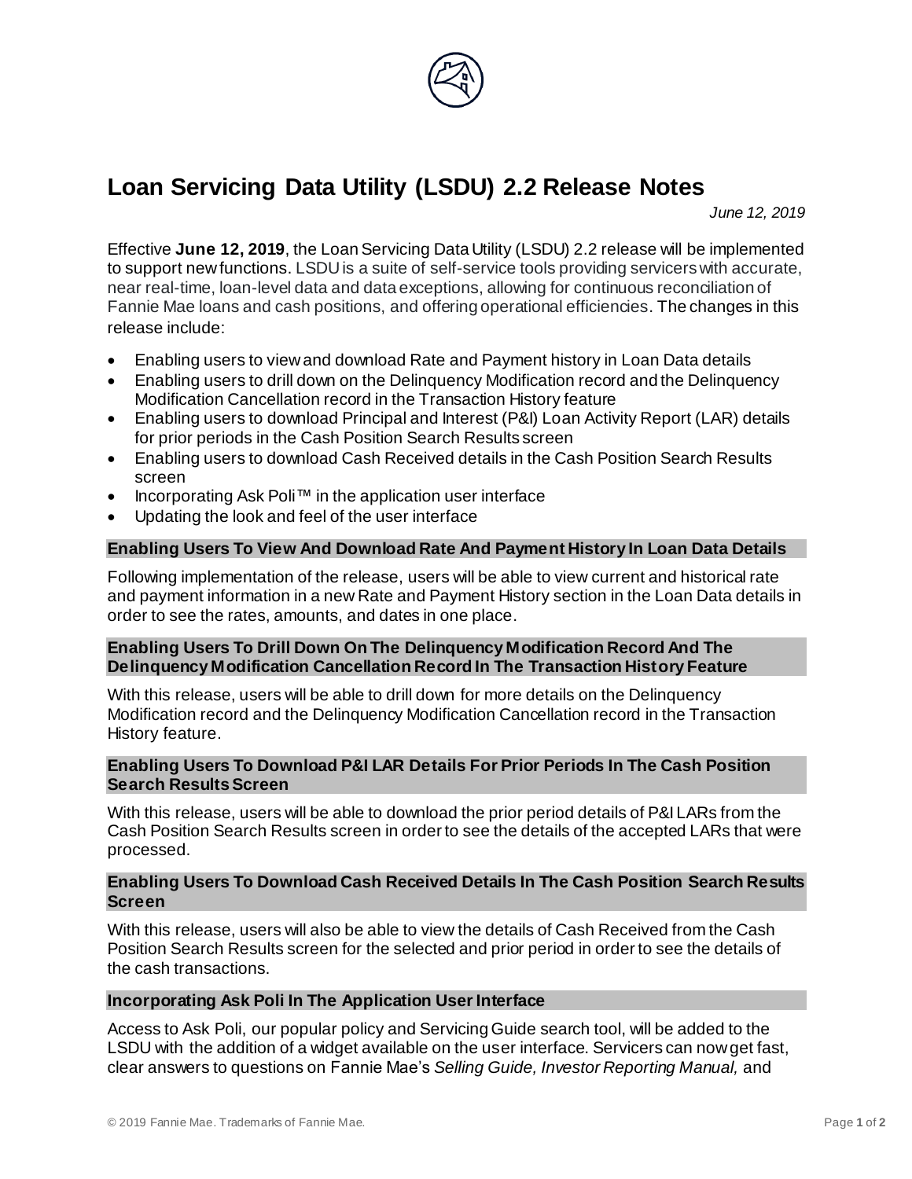# Loan Servicing Data Utility (LSDU) 2.2 Release Notes

*June 12, 2019*

Effective **June 12, 2019**, the Loan Servicing Data Utility (LSDU) 2.2 release will be implemented to support new functions. LSDU is a suite of self-service tools providing servicers with accurate, near real-time, loan-level data and data exceptions, allowing for continuous reconciliation of Fannie Mae loans and cash positions, and offering operational efficiencies. The changes in this release include:

- Enabling users to view and download Rate and Payment history in Loan Data details
- Enabling users to drill down on the Delinquency Modification record and the Delinquency Modification Cancellation record in the Transaction History feature
- Enabling users to download Principal and Interest (P&I) Loan Activity Report (LAR) details for prior periods in the Cash Position Search Results screen
- Enabling users to download Cash Received details in the Cash Position Search Results screen
- Incorporating Ask Poli™ in the application user interface
- Updating the look and feel of the user interface

## Enabling Users To View And Download Rate And Payment History In Loan Data Details

Following implementation of the release, users will be able to view current and historical rate and payment information in a new Rate and Payment History section in the Loan Data details in order to see the rates, amounts, and dates in one place.

## Enabling Users To Drill Down On The Delinquency Modification Record And The Delinquency Modification Cancellation Record In The Transaction History Feature

With this release, users will be able to drill down for more details on the Delinquency Modification record and the Delinquency Modification Cancellation record in the Transaction History feature.

## Enabling Users To Download P&I LAR Details For Prior Periods In The Cash Position Search Results Screen

With this release, users will be able to download the prior period details of P&I LARs from the Cash Position Search Results screen in order to see the details of the accepted LARs that were processed.

## Enabling Users To Download Cash Received Details In The Cash Position Search Results Screen

With this release, users will also be able to view the details of Cash Received from the Cash Position Search Results screen for the selected and prior period in order to see the details of the cash transactions.

## Incorporating Ask Poli In The Application User Interface

Access to Ask Poli, our popular policy and Servicing Guide search tool, will be added to the LSDU with the addition of a widget available on the user interface. Servicers can now get fast, clear answers to questions on Fannie Mae's *Selling Guide, Investor Reporting Manual,* and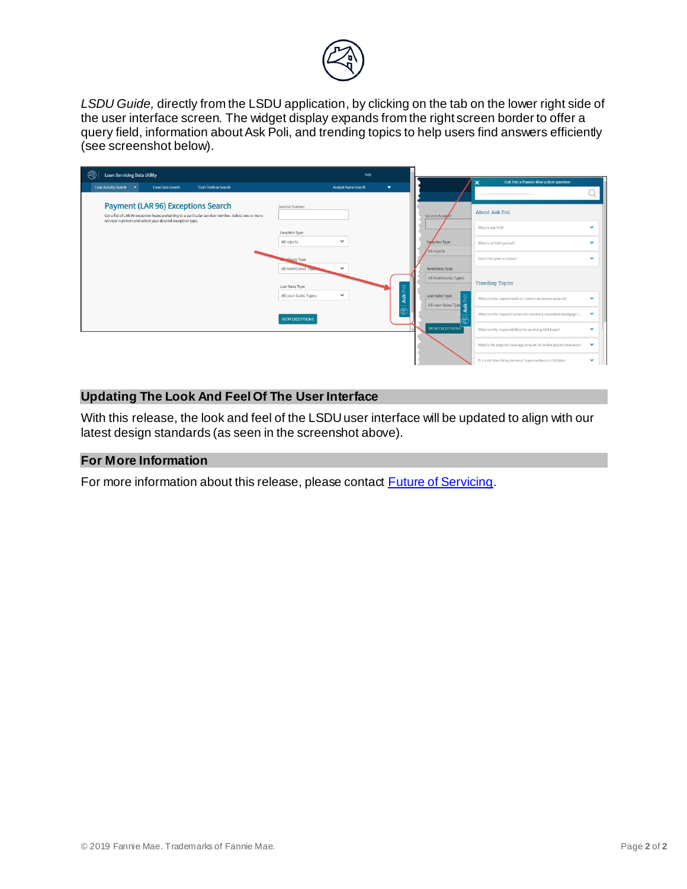*LSDU Guide,* directly from the LSDU application, by clicking on the tab on the lower right side of the user interface screen. The widget display expands from the right screen border to offer a query field, information about Ask Poli, and trending topics to help users find answers efficiently (see screenshot below).

## Updating The Look And Feel Of The User Interface

With this release, the look and feel of the LSDU user interface will be updated to align with our latest design standards (as seen in the screenshot above).

## For More Information

For more information about this release, please contact Future of Servicing.

© 2019 Fannie Mae. Trademarks of Fannie Mae.